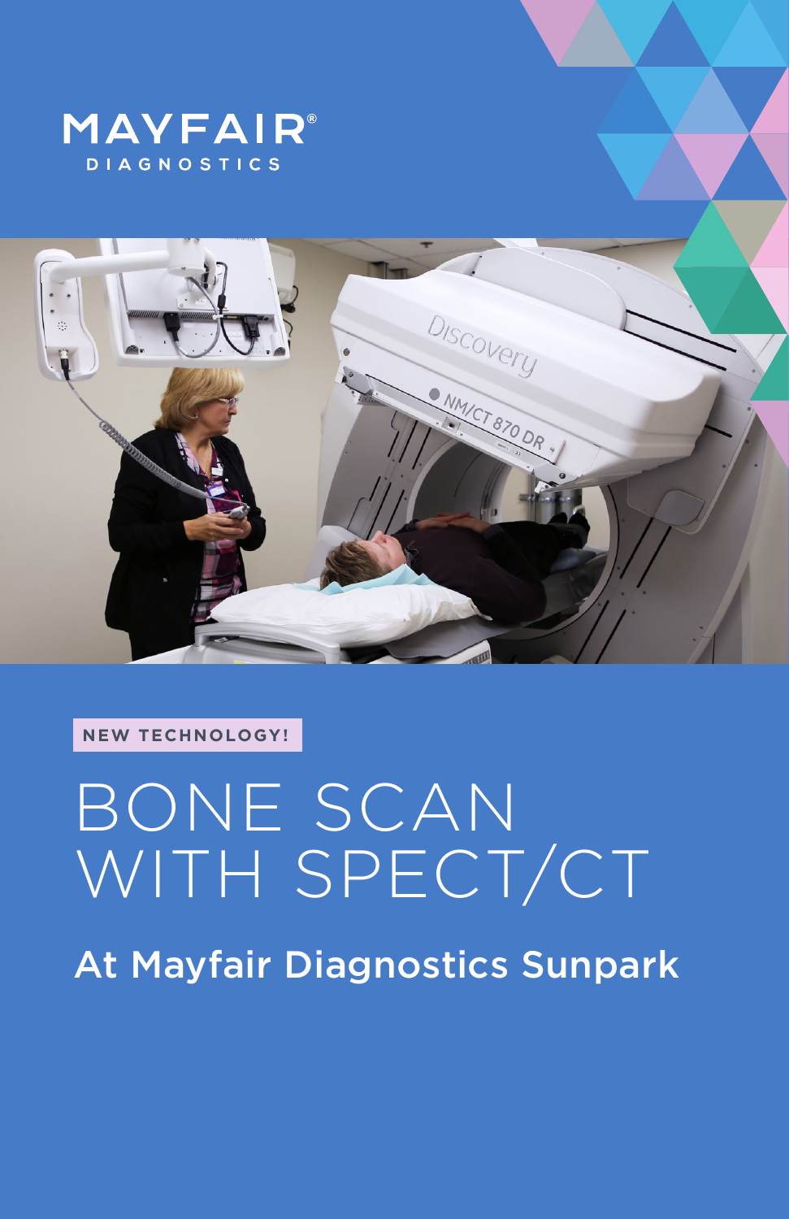MAYFAIR®
DIAGNOSTICS

NEW TECHNOLOGY!

# BONE SCAN WITH SPECT/CT

## At Mayfair Diagnostics Sunpark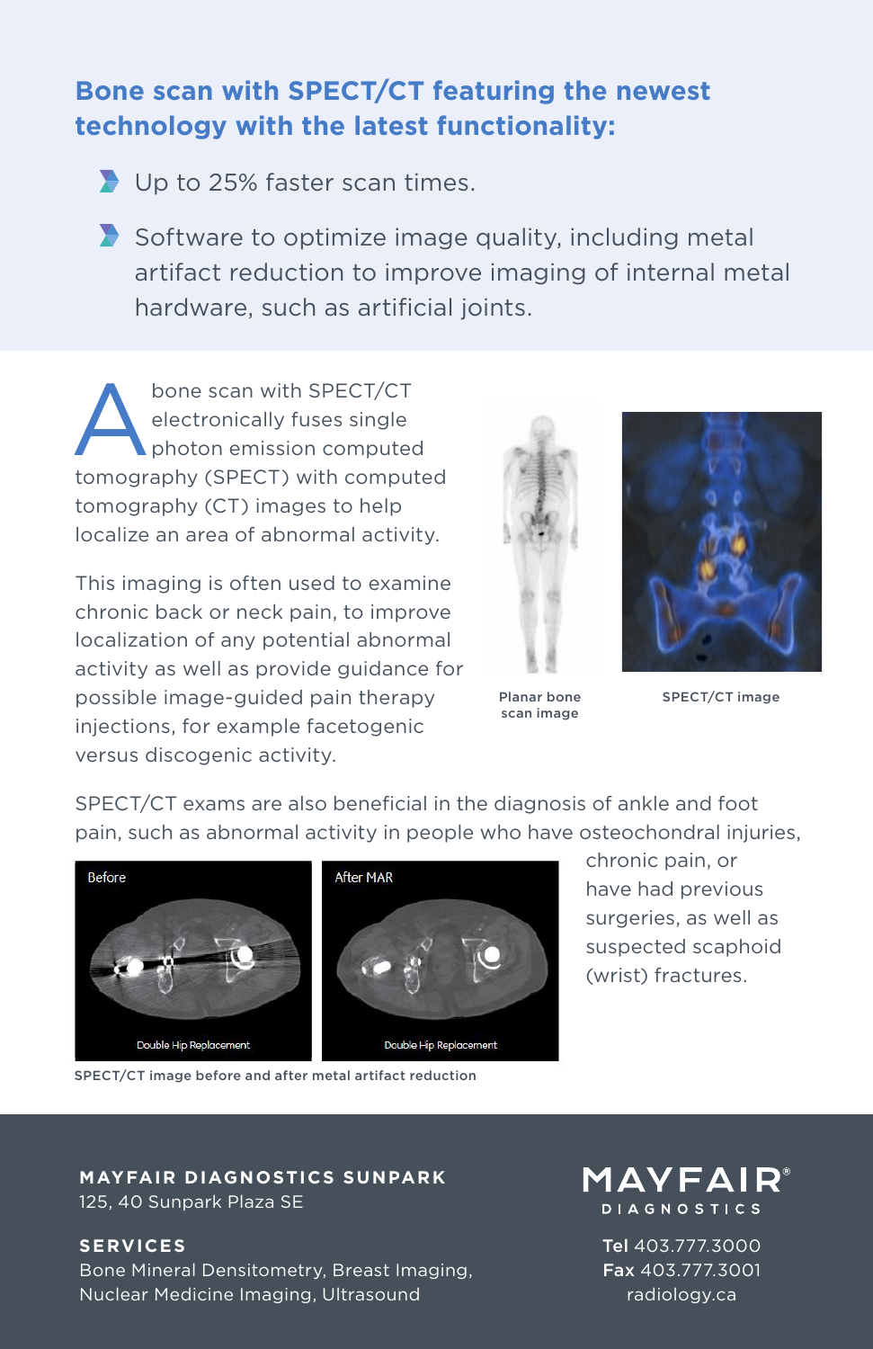## Bone scan with SPECT/CT featuring the newest technology with the latest functionality:

- Up to 25% faster scan times.
- Software to optimize image quality, including metal artifact reduction to improve imaging of internal metal hardware, such as artificial joints.

A bone scan with SPECT/CT electronically fuses single photon emission computed tomography (SPECT) with computed tomography (CT) images to help localize an area of abnormal activity.

This imaging is often used to examine chronic back or neck pain, to improve localization of any potential abnormal activity as well as provide guidance for possible image-guided pain therapy injections, for example facetogenic versus discogenic activity.

Planar bone scan image

SPECT/CT image

SPECT/CT exams are also beneficial in the diagnosis of ankle and foot pain, such as abnormal activity in people who have osteochondral injuries, chronic pain, or have had previous surgeries, as well as suspected scaphoid (wrist) fractures.

Before

Double Hip Replacement

After MAR

Double Hip Replacement

SPECT/CT image before and after metal artifact reduction

**MAYFAIR DIAGNOSTICS SUNPARK**
125, 40 Sunpark Plaza SE

**SERVICES**
Bone Mineral Densitometry, Breast Imaging, Nuclear Medicine Imaging, Ultrasound

MAYFAIR® DIAGNOSTICS

**Tel** 403.777.3000
**Fax** 403.777.3001
radiology.ca